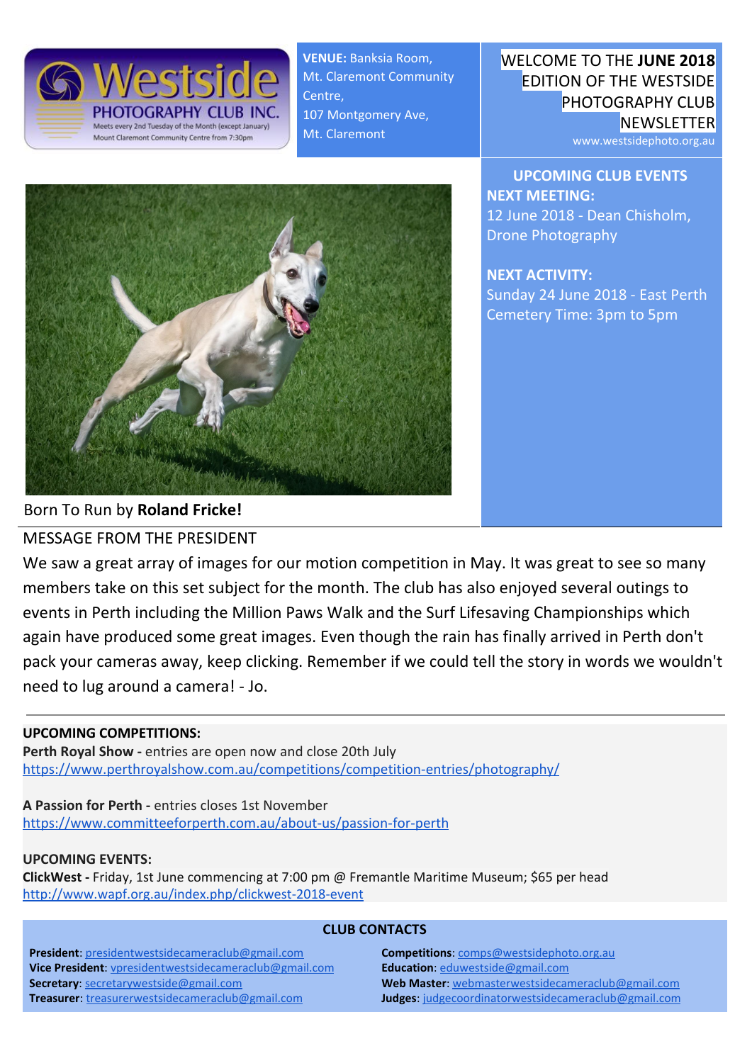Westside PHOTOGRAPHY CLUB INC.
Meets every 2nd Tuesday of the Month (except January)
Mount Claremont Community Centre from 7:30pm

**VENUE:** Banksia Room, Mt. Claremont Community Centre, 107 Montgomery Ave, Mt. Claremont

WELCOME TO THE **JUNE 2018** EDITION OF THE WESTSIDE PHOTOGRAPHY CLUB NEWSLETTER
www.westsidephoto.org.au

## UPCOMING CLUB EVENTS

**NEXT MEETING:**
12 June 2018 - Dean Chisholm, Drone Photography

**NEXT ACTIVITY:**
Sunday 24 June 2018 - East Perth Cemetery Time: 3pm to 5pm

Born To Run by **Roland Fricke!**

## MESSAGE FROM THE PRESIDENT

We saw a great array of images for our motion competition in May. It was great to see so many members take on this set subject for the month. The club has also enjoyed several outings to events in Perth including the Million Paws Walk and the Surf Lifesaving Championships which again have produced some great images. Even though the rain has finally arrived in Perth don't pack your cameras away, keep clicking. Remember if we could tell the story in words we wouldn't need to lug around a camera! - Jo.

**UPCOMING COMPETITIONS:**

**Perth Royal Show -** entries are open now and close 20th July
https://www.perthroyalshow.com.au/competitions/competition-entries/photography/

**A Passion for Perth -** entries closes 1st November
https://www.committeeforperth.com.au/about-us/passion-for-perth

**UPCOMING EVENTS:**

**ClickWest -** Friday, 1st June commencing at 7:00 pm @ Fremantle Maritime Museum; $65 per head
http://www.wapf.org.au/index.php/clickwest-2018-event

**CLUB CONTACTS**

**President**: presidentwestsidecameraclub@gmail.com
**Vice President**: vpresidentwestsidecameraclub@gmail.com
**Secretary**: secretarywestside@gmail.com
**Treasurer**: treasurerwestsidecameraclub@gmail.com
**Competitions**: comps@westsidephoto.org.au
**Education**: eduwestside@gmail.com
**Web Master**: webmasterwestsidecameraclub@gmail.com
**Judges**: judgecoordinatorwestsidecameraclub@gmail.com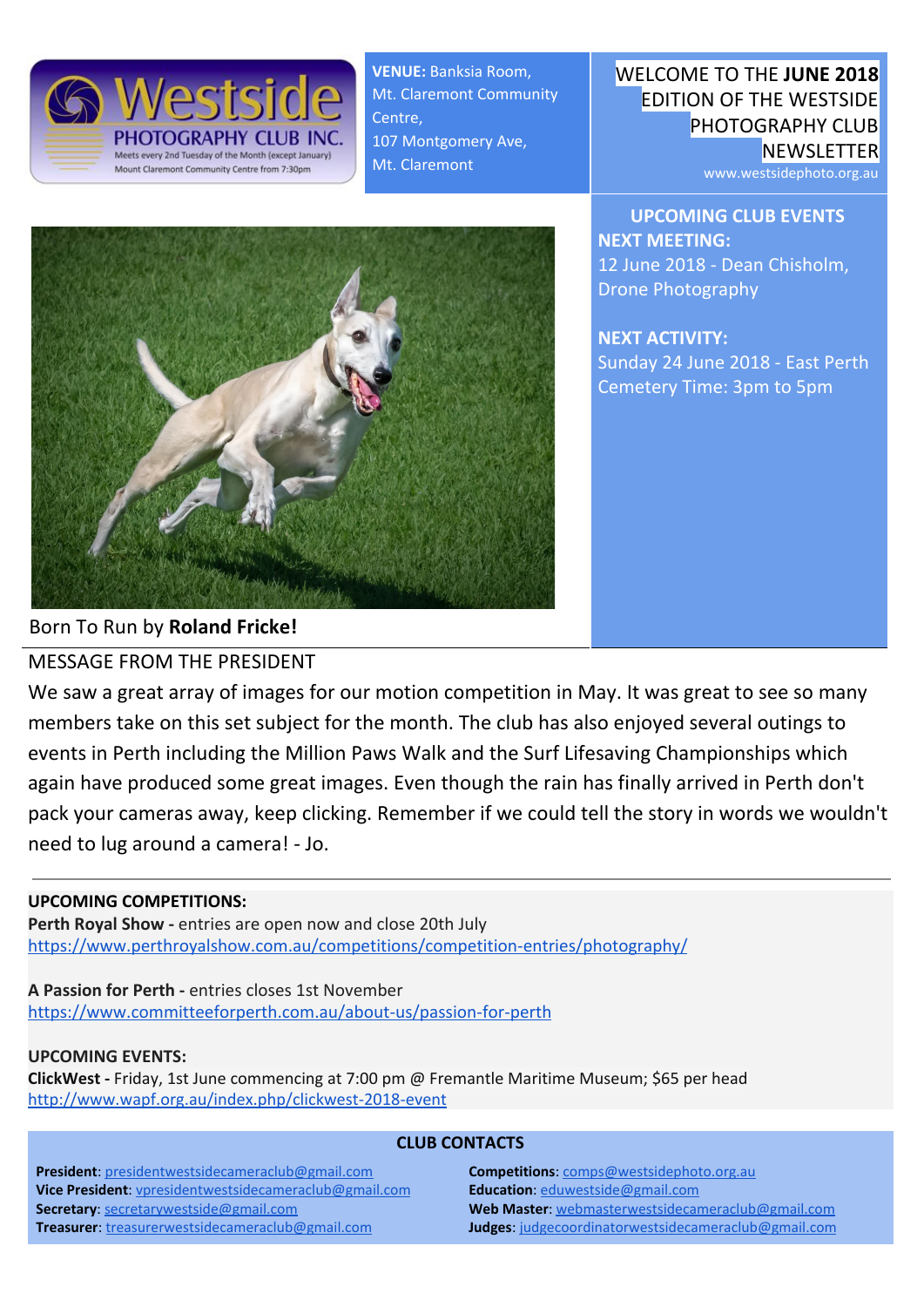**Westside PHOTOGRAPHY CLUB INC.**
Meets every 2nd Tuesday of the Month (except January)
Mount Claremont Community Centre from 7:30pm

**VENUE:** Banksia Room, Mt. Claremont Community Centre, 107 Montgomery Ave, Mt. Claremont

WELCOME TO THE **JUNE 2018** EDITION OF THE WESTSIDE PHOTOGRAPHY CLUB NEWSLETTER
www.westsidephoto.org.au

## UPCOMING CLUB EVENTS

**NEXT MEETING:**
12 June 2018 - Dean Chisholm, Drone Photography

**NEXT ACTIVITY:**
Sunday 24 June 2018 - East Perth Cemetery Time: 3pm to 5pm

Born To Run by **Roland Fricke!**

## MESSAGE FROM THE PRESIDENT

We saw a great array of images for our motion competition in May. It was great to see so many members take on this set subject for the month. The club has also enjoyed several outings to events in Perth including the Million Paws Walk and the Surf Lifesaving Championships which again have produced some great images. Even though the rain has finally arrived in Perth don't pack your cameras away, keep clicking. Remember if we could tell the story in words we wouldn't need to lug around a camera! - Jo.

**UPCOMING COMPETITIONS:**

**Perth Royal Show -** entries are open now and close 20th July
https://www.perthroyalshow.com.au/competitions/competition-entries/photography/

**A Passion for Perth -** entries closes 1st November
https://www.committeeforperth.com.au/about-us/passion-for-perth

**UPCOMING EVENTS:**

**ClickWest -** Friday, 1st June commencing at 7:00 pm @ Fremantle Maritime Museum; $65 per head
http://www.wapf.org.au/index.php/clickwest-2018-event

**CLUB CONTACTS**

**President**: presidentwestsidecameraclub@gmail.com
**Vice President**: vpresidentwestsidecameraclub@gmail.com
**Secretary**: secretarywestside@gmail.com
**Treasurer**: treasurerwestsidecameraclub@gmail.com
**Competitions**: comps@westsidephoto.org.au
**Education**: eduwestside@gmail.com
**Web Master**: webmasterwestsidecameraclub@gmail.com
**Judges**: judgecoordinatorwestsidecameraclub@gmail.com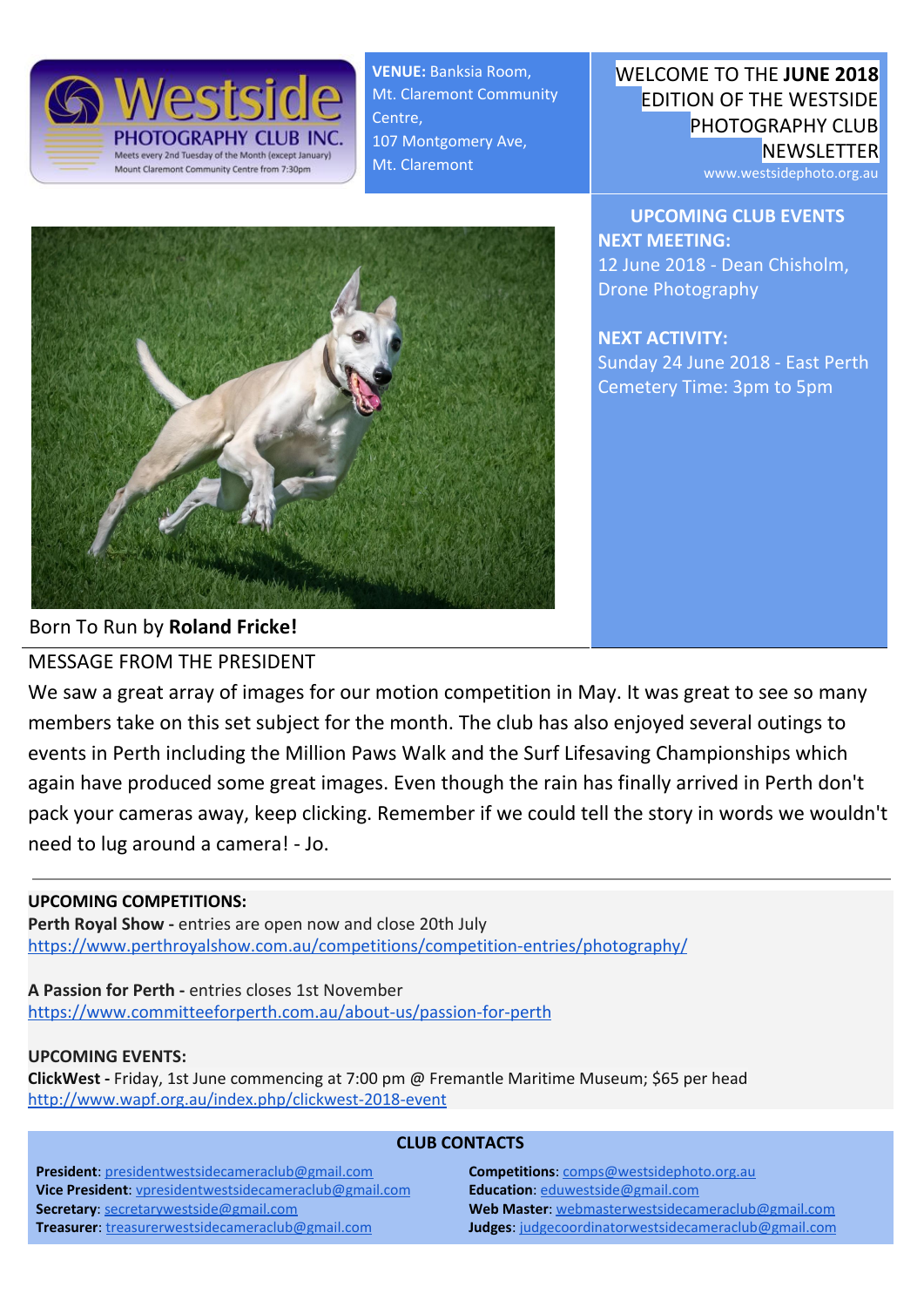Westside PHOTOGRAPHY CLUB INC.
Meets every 2nd Tuesday of the Month (except January)
Mount Claremont Community Centre from 7:30pm

**VENUE:** Banksia Room, Mt. Claremont Community Centre, 107 Montgomery Ave, Mt. Claremont

WELCOME TO THE **JUNE 2018** EDITION OF THE WESTSIDE PHOTOGRAPHY CLUB NEWSLETTER

www.westsidephoto.org.au

## UPCOMING CLUB EVENTS

**NEXT MEETING:**
12 June 2018 - Dean Chisholm, Drone Photography

**NEXT ACTIVITY:**
Sunday 24 June 2018 - East Perth Cemetery Time: 3pm to 5pm

Born To Run by **Roland Fricke!**

## MESSAGE FROM THE PRESIDENT

We saw a great array of images for our motion competition in May. It was great to see so many members take on this set subject for the month. The club has also enjoyed several outings to events in Perth including the Million Paws Walk and the Surf Lifesaving Championships which again have produced some great images. Even though the rain has finally arrived in Perth don't pack your cameras away, keep clicking. Remember if we could tell the story in words we wouldn't need to lug around a camera! - Jo.

**UPCOMING COMPETITIONS:**

**Perth Royal Show -** entries are open now and close 20th July
https://www.perthroyalshow.com.au/competitions/competition-entries/photography/

**A Passion for Perth -** entries closes 1st November
https://www.committeeforperth.com.au/about-us/passion-for-perth

**UPCOMING EVENTS:**

**ClickWest -** Friday, 1st June commencing at 7:00 pm @ Fremantle Maritime Museum; $65 per head
http://www.wapf.org.au/index.php/clickwest-2018-event

## CLUB CONTACTS

**President**: presidentwestsidecameraclub@gmail.com
**Vice President**: vpresidentwestsidecameraclub@gmail.com
**Secretary**: secretarywestside@gmail.com
**Treasurer**: treasurerwestsidecameraclub@gmail.com
**Competitions**: comps@westsidephoto.org.au
**Education**: eduwestside@gmail.com
**Web Master**: webmasterwestsidecameraclub@gmail.com
**Judges**: judgecoordinatorwestsidecameraclub@gmail.com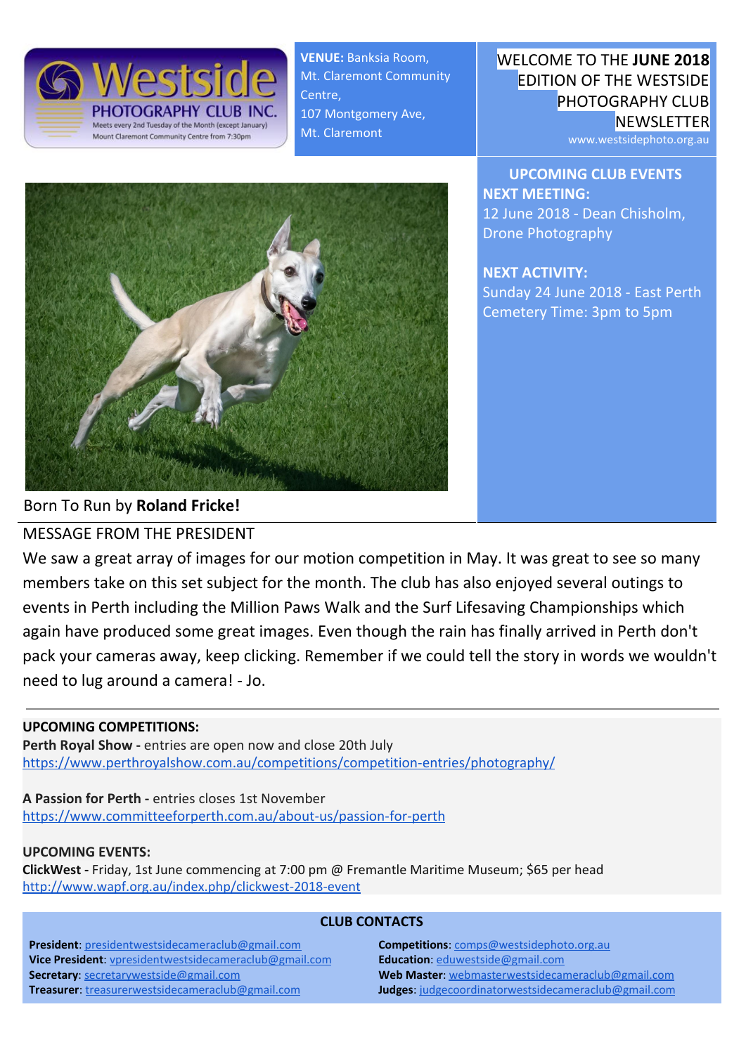**VENUE:** Banksia Room, Mt. Claremont Community Centre, 107 Montgomery Ave, Mt. Claremont

WELCOME TO THE **JUNE 2018** EDITION OF THE WESTSIDE PHOTOGRAPHY CLUB NEWSLETTER

www.westsidephoto.org.au

## UPCOMING CLUB EVENTS

**NEXT MEETING:**
12 June 2018 - Dean Chisholm, Drone Photography

**NEXT ACTIVITY:**
Sunday 24 June 2018 - East Perth Cemetery Time: 3pm to 5pm

Born To Run by **Roland Fricke!**

## MESSAGE FROM THE PRESIDENT

We saw a great array of images for our motion competition in May. It was great to see so many members take on this set subject for the month. The club has also enjoyed several outings to events in Perth including the Million Paws Walk and the Surf Lifesaving Championships which again have produced some great images. Even though the rain has finally arrived in Perth don't pack your cameras away, keep clicking. Remember if we could tell the story in words we wouldn't need to lug around a camera! - Jo.

**UPCOMING COMPETITIONS:**

**Perth Royal Show -** entries are open now and close 20th July
https://www.perthroyalshow.com.au/competitions/competition-entries/photography/

**A Passion for Perth -** entries closes 1st November
https://www.committeeforperth.com.au/about-us/passion-for-perth

**UPCOMING EVENTS:**

**ClickWest -** Friday, 1st June commencing at 7:00 pm @ Fremantle Maritime Museum; $65 per head
http://www.wapf.org.au/index.php/clickwest-2018-event

**CLUB CONTACTS**

**President**: presidentwestsidecameraclub@gmail.com
**Vice President**: vpresidentwestsidecameraclub@gmail.com
**Secretary**: secretarywestside@gmail.com
**Treasurer**: treasurerwestsidecameraclub@gmail.com
**Competitions**: comps@westsidephoto.org.au
**Education**: eduwestside@gmail.com
**Web Master**: webmasterwestsidecameraclub@gmail.com
**Judges**: judgecoordinatorwestsidecameraclub@gmail.com